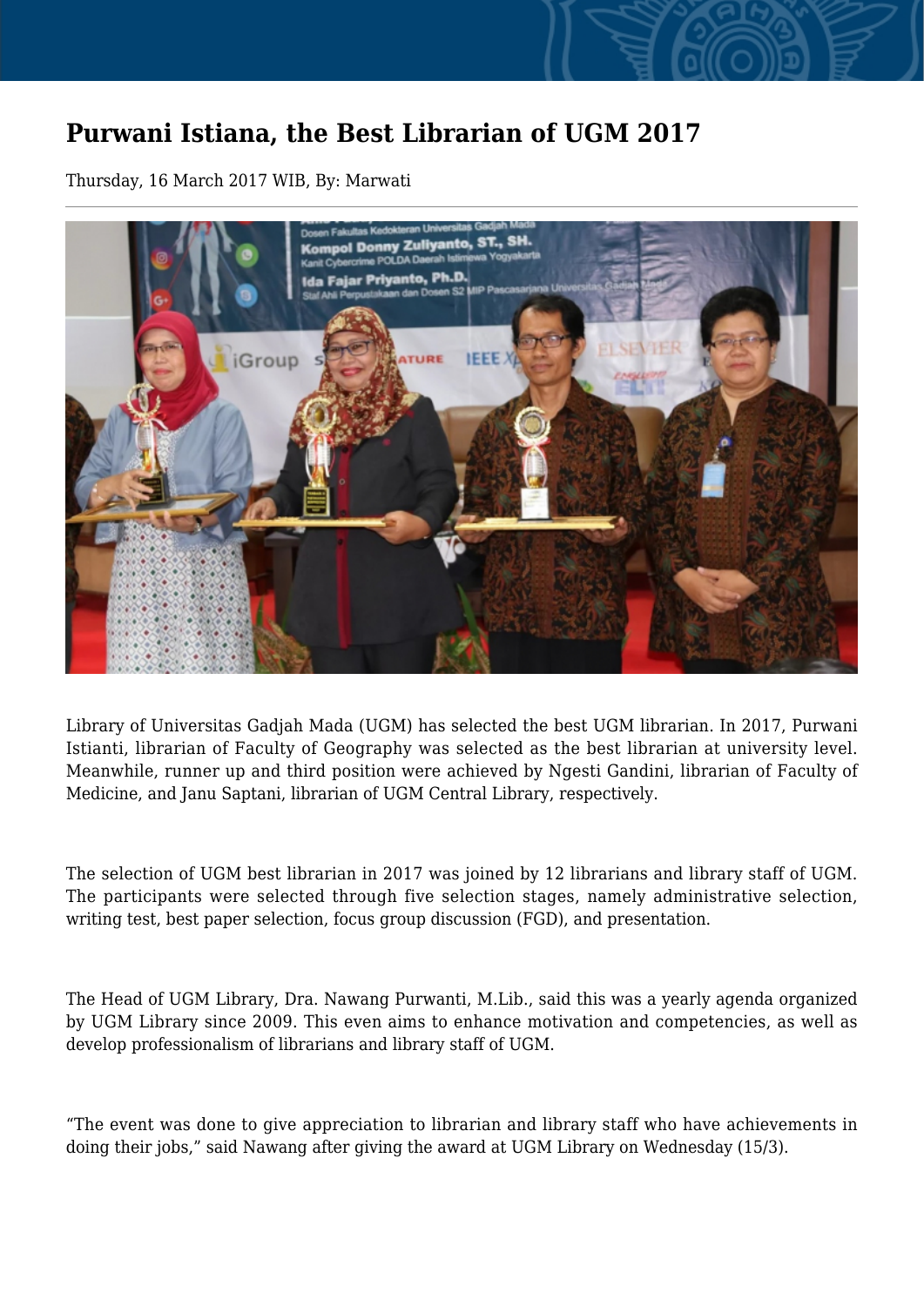# Purwani Istiana, the Best Librarian of UGM 2017

Thursday, 16 March 2017 WIB, By: Marwati

Library of Universitas Gadjah Mada (UGM) has selected the best UGM librarian. In 2017, Purwani Istianti, librarian of Faculty of Geography was selected as the best librarian at university level. Meanwhile, runner up and third position were achieved by Ngesti Gandini, librarian of Faculty of Medicine, and Janu Saptani, librarian of UGM Central Library, respectively.

The selection of UGM best librarian in 2017 was joined by 12 librarians and library staff of UGM. The participants were selected through five selection stages, namely administrative selection, writing test, best paper selection, focus group discussion (FGD), and presentation.

The Head of UGM Library, Dra. Nawang Purwanti, M.Lib., said this was a yearly agenda organized by UGM Library since 2009. This even aims to enhance motivation and competencies, as well as develop professionalism of librarians and library staff of UGM.

“The event was done to give appreciation to librarian and library staff who have achievements in doing their jobs,” said Nawang after giving the award at UGM Library on Wednesday (15/3).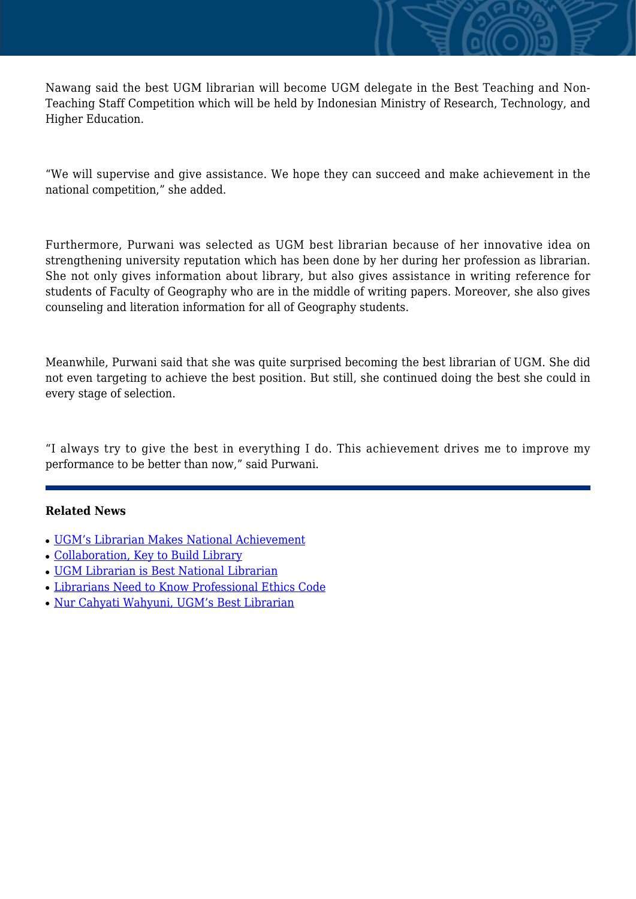Nawang said the best UGM librarian will become UGM delegate in the Best Teaching and Non-Teaching Staff Competition which will be held by Indonesian Ministry of Research, Technology, and Higher Education.

"We will supervise and give assistance. We hope they can succeed and make achievement in the national competition," she added.

Furthermore, Purwani was selected as UGM best librarian because of her innovative idea on strengthening university reputation which has been done by her during her profession as librarian. She not only gives information about library, but also gives assistance in writing reference for students of Faculty of Geography who are in the middle of writing papers. Moreover, she also gives counseling and literation information for all of Geography students.

Meanwhile, Purwani said that she was quite surprised becoming the best librarian of UGM. She did not even targeting to achieve the best position. But still, she continued doing the best she could in every stage of selection.

"I always try to give the best in everything I do. This achievement drives me to improve my performance to be better than now," said Purwani.

---

**Related News**

- UGM's Librarian Makes National Achievement
- Collaboration, Key to Build Library
- UGM Librarian is Best National Librarian
- Librarians Need to Know Professional Ethics Code
- Nur Cahyati Wahyuni, UGM's Best Librarian